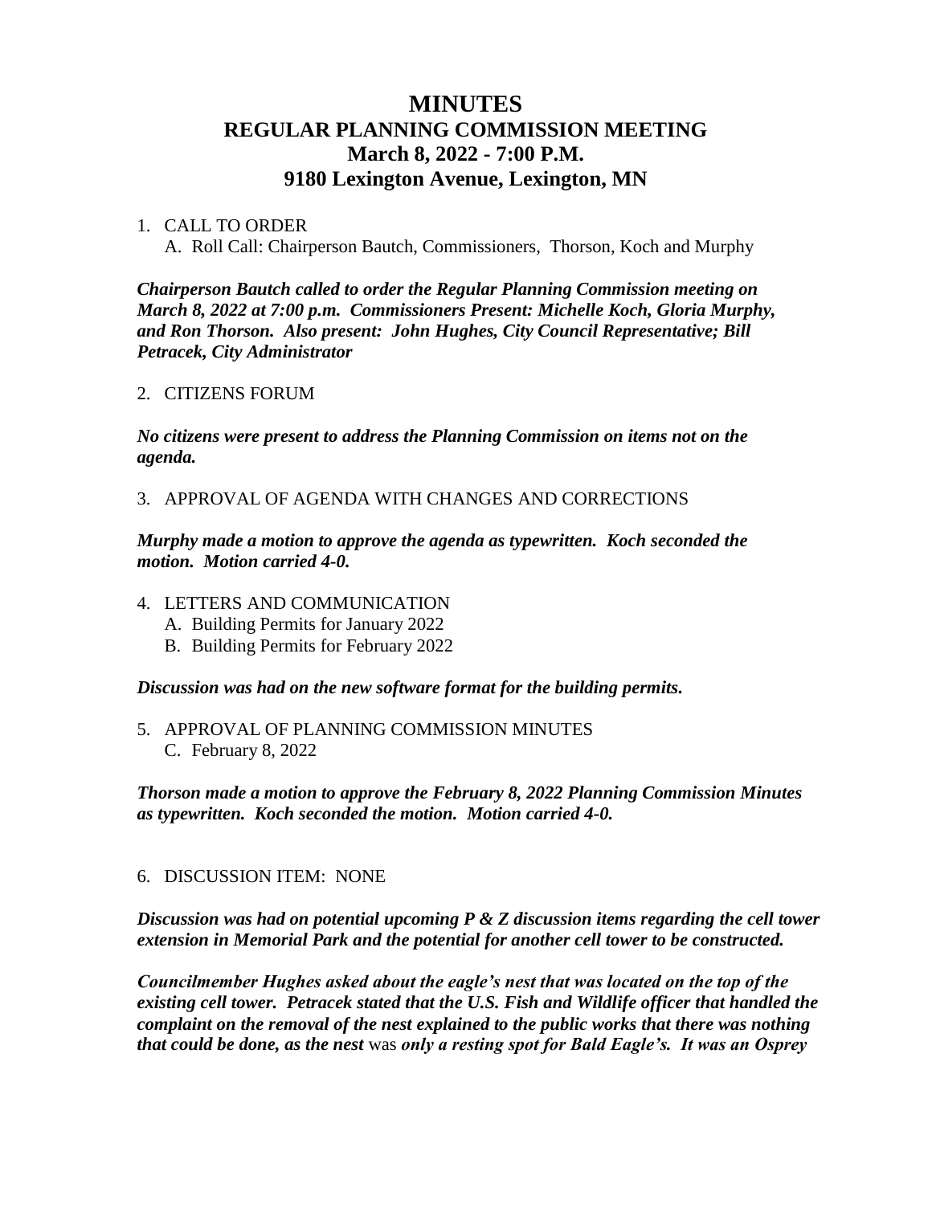# MINUTES

## REGULAR PLANNING COMMISSION MEETING

## March 8, 2022 - 7:00 P.M.

## 9180 Lexington Avenue, Lexington, MN

1. CALL TO ORDER
   A. Roll Call: Chairperson Bautch, Commissioners, Thorson, Koch and Murphy

***Chairperson Bautch called to order the Regular Planning Commission meeting on March 8, 2022 at 7:00 p.m. Commissioners Present: Michelle Koch, Gloria Murphy, and Ron Thorson. Also present: John Hughes, City Council Representative; Bill Petracek, City Administrator***

2. CITIZENS FORUM

***No citizens were present to address the Planning Commission on items not on the agenda.***

3. APPROVAL OF AGENDA WITH CHANGES AND CORRECTIONS

***Murphy made a motion to approve the agenda as typewritten. Koch seconded the motion. Motion carried 4-0.***

4. LETTERS AND COMMUNICATION
   A. Building Permits for January 2022
   B. Building Permits for February 2022

***Discussion was had on the new software format for the building permits.***

5. APPROVAL OF PLANNING COMMISSION MINUTES
   C. February 8, 2022

***Thorson made a motion to approve the February 8, 2022 Planning Commission Minutes as typewritten. Koch seconded the motion. Motion carried 4-0.***

6. DISCUSSION ITEM: NONE

***Discussion was had on potential upcoming P & Z discussion items regarding the cell tower extension in Memorial Park and the potential for another cell tower to be constructed.***

***Councilmember Hughes asked about the eagle's nest that was located on the top of the existing cell tower. Petracek stated that the U.S. Fish and Wildlife officer that handled the complaint on the removal of the nest explained to the public works that there was nothing that could be done, as the nest*** was ***only a resting spot for Bald Eagle's. It was an Osprey***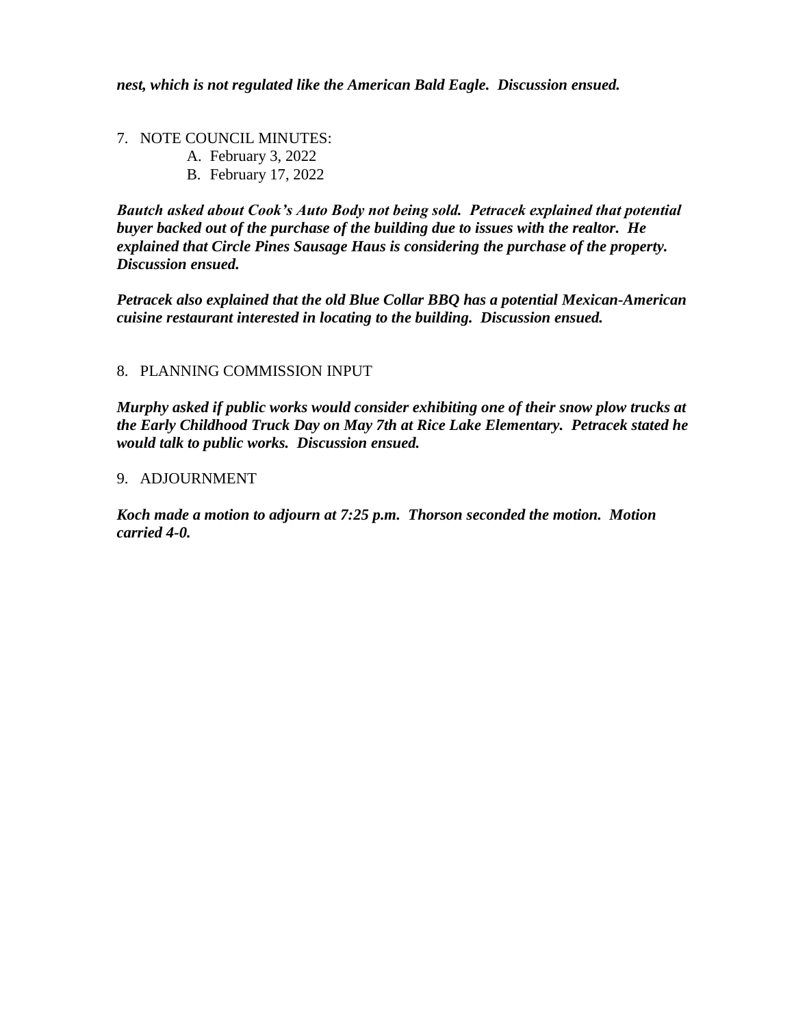***nest, which is not regulated like the American Bald Eagle. Discussion ensued.***

7. NOTE COUNCIL MINUTES:
    A. February 3, 2022
    B. February 17, 2022

***Bautch asked about Cook's Auto Body not being sold. Petracek explained that potential buyer backed out of the purchase of the building due to issues with the realtor. He explained that Circle Pines Sausage Haus is considering the purchase of the property. Discussion ensued.***

***Petracek also explained that the old Blue Collar BBQ has a potential Mexican-American cuisine restaurant interested in locating to the building. Discussion ensued.***

8. PLANNING COMMISSION INPUT

***Murphy asked if public works would consider exhibiting one of their snow plow trucks at the Early Childhood Truck Day on May 7th at Rice Lake Elementary. Petracek stated he would talk to public works. Discussion ensued.***

9. ADJOURNMENT

***Koch made a motion to adjourn at 7:25 p.m. Thorson seconded the motion. Motion carried 4-0.***